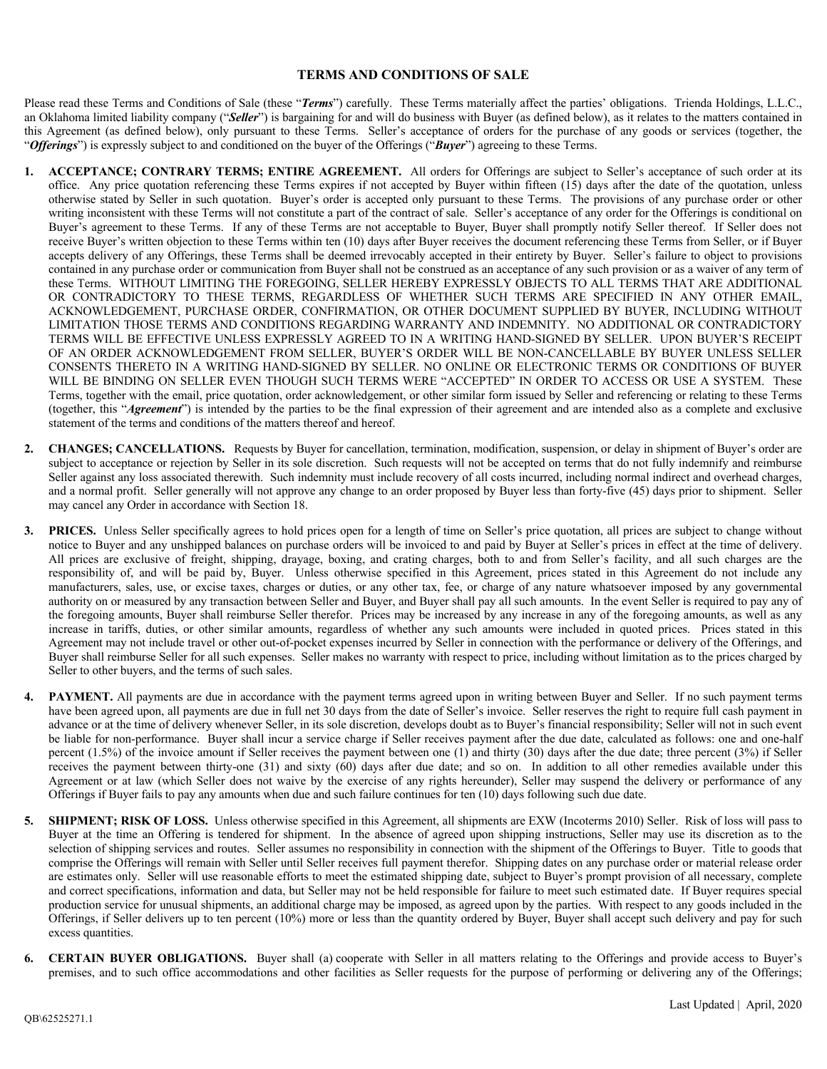# TERMS AND CONDITIONS OF SALE

Please read these Terms and Conditions of Sale (these "***Terms***") carefully. These Terms materially affect the parties' obligations. Trienda Holdings, L.L.C., an Oklahoma limited liability company ("***Seller***") is bargaining for and will do business with Buyer (as defined below), as it relates to the matters contained in this Agreement (as defined below), only pursuant to these Terms. Seller's acceptance of orders for the purchase of any goods or services (together, the "***Offerings***") is expressly subject to and conditioned on the buyer of the Offerings ("***Buyer***") agreeing to these Terms.

1. **ACCEPTANCE; CONTRARY TERMS; ENTIRE AGREEMENT.** All orders for Offerings are subject to Seller's acceptance of such order at its office. Any price quotation referencing these Terms expires if not accepted by Buyer within fifteen (15) days after the date of the quotation, unless otherwise stated by Seller in such quotation. Buyer's order is accepted only pursuant to these Terms. The provisions of any purchase order or other writing inconsistent with these Terms will not constitute a part of the contract of sale. Seller's acceptance of any order for the Offerings is conditional on Buyer's agreement to these Terms. If any of these Terms are not acceptable to Buyer, Buyer shall promptly notify Seller thereof. If Seller does not receive Buyer's written objection to these Terms within ten (10) days after Buyer receives the document referencing these Terms from Seller, or if Buyer accepts delivery of any Offerings, these Terms shall be deemed irrevocably accepted in their entirety by Buyer. Seller's failure to object to provisions contained in any purchase order or communication from Buyer shall not be construed as an acceptance of any such provision or as a waiver of any term of these Terms. WITHOUT LIMITING THE FOREGOING, SELLER HEREBY EXPRESSLY OBJECTS TO ALL TERMS THAT ARE ADDITIONAL OR CONTRADICTORY TO THESE TERMS, REGARDLESS OF WHETHER SUCH TERMS ARE SPECIFIED IN ANY OTHER EMAIL, ACKNOWLEDGEMENT, PURCHASE ORDER, CONFIRMATION, OR OTHER DOCUMENT SUPPLIED BY BUYER, INCLUDING WITHOUT LIMITATION THOSE TERMS AND CONDITIONS REGARDING WARRANTY AND INDEMNITY. NO ADDITIONAL OR CONTRADICTORY TERMS WILL BE EFFECTIVE UNLESS EXPRESSLY AGREED TO IN A WRITING HAND-SIGNED BY SELLER. UPON BUYER'S RECEIPT OF AN ORDER ACKNOWLEDGEMENT FROM SELLER, BUYER'S ORDER WILL BE NON-CANCELLABLE BY BUYER UNLESS SELLER CONSENTS THERETO IN A WRITING HAND-SIGNED BY SELLER. NO ONLINE OR ELECTRONIC TERMS OR CONDITIONS OF BUYER WILL BE BINDING ON SELLER EVEN THOUGH SUCH TERMS WERE "ACCEPTED" IN ORDER TO ACCESS OR USE A SYSTEM. These Terms, together with the email, price quotation, order acknowledgement, or other similar form issued by Seller and referencing or relating to these Terms (together, this "***Agreement***") is intended by the parties to be the final expression of their agreement and are intended also as a complete and exclusive statement of the terms and conditions of the matters thereof and hereof.

2. **CHANGES; CANCELLATIONS.** Requests by Buyer for cancellation, termination, modification, suspension, or delay in shipment of Buyer's order are subject to acceptance or rejection by Seller in its sole discretion. Such requests will not be accepted on terms that do not fully indemnify and reimburse Seller against any loss associated therewith. Such indemnity must include recovery of all costs incurred, including normal indirect and overhead charges, and a normal profit. Seller generally will not approve any change to an order proposed by Buyer less than forty-five (45) days prior to shipment. Seller may cancel any Order in accordance with Section 18.

3. **PRICES.** Unless Seller specifically agrees to hold prices open for a length of time on Seller's price quotation, all prices are subject to change without notice to Buyer and any unshipped balances on purchase orders will be invoiced to and paid by Buyer at Seller's prices in effect at the time of delivery. All prices are exclusive of freight, shipping, drayage, boxing, and crating charges, both to and from Seller's facility, and all such charges are the responsibility of, and will be paid by, Buyer. Unless otherwise specified in this Agreement, prices stated in this Agreement do not include any manufacturers, sales, use, or excise taxes, charges or duties, or any other tax, fee, or charge of any nature whatsoever imposed by any governmental authority on or measured by any transaction between Seller and Buyer, and Buyer shall pay all such amounts. In the event Seller is required to pay any of the foregoing amounts, Buyer shall reimburse Seller therefor. Prices may be increased by any increase in any of the foregoing amounts, as well as any increase in tariffs, duties, or other similar amounts, regardless of whether any such amounts were included in quoted prices. Prices stated in this Agreement may not include travel or other out-of-pocket expenses incurred by Seller in connection with the performance or delivery of the Offerings, and Buyer shall reimburse Seller for all such expenses. Seller makes no warranty with respect to price, including without limitation as to the prices charged by Seller to other buyers, and the terms of such sales.

4. **PAYMENT.** All payments are due in accordance with the payment terms agreed upon in writing between Buyer and Seller. If no such payment terms have been agreed upon, all payments are due in full net 30 days from the date of Seller's invoice. Seller reserves the right to require full cash payment in advance or at the time of delivery whenever Seller, in its sole discretion, develops doubt as to Buyer's financial responsibility; Seller will not in such event be liable for non-performance. Buyer shall incur a service charge if Seller receives payment after the due date, calculated as follows: one and one-half percent (1.5%) of the invoice amount if Seller receives the payment between one (1) and thirty (30) days after the due date; three percent (3%) if Seller receives the payment between thirty-one (31) and sixty (60) days after due date; and so on. In addition to all other remedies available under this Agreement or at law (which Seller does not waive by the exercise of any rights hereunder), Seller may suspend the delivery or performance of any Offerings if Buyer fails to pay any amounts when due and such failure continues for ten (10) days following such due date.

5. **SHIPMENT; RISK OF LOSS.** Unless otherwise specified in this Agreement, all shipments are EXW (Incoterms 2010) Seller. Risk of loss will pass to Buyer at the time an Offering is tendered for shipment. In the absence of agreed upon shipping instructions, Seller may use its discretion as to the selection of shipping services and routes. Seller assumes no responsibility in connection with the shipment of the Offerings to Buyer. Title to goods that comprise the Offerings will remain with Seller until Seller receives full payment therefor. Shipping dates on any purchase order or material release order are estimates only. Seller will use reasonable efforts to meet the estimated shipping date, subject to Buyer's prompt provision of all necessary, complete and correct specifications, information and data, but Seller may not be held responsible for failure to meet such estimated date. If Buyer requires special production service for unusual shipments, an additional charge may be imposed, as agreed upon by the parties. With respect to any goods included in the Offerings, if Seller delivers up to ten percent (10%) more or less than the quantity ordered by Buyer, Buyer shall accept such delivery and pay for such excess quantities.

6. **CERTAIN BUYER OBLIGATIONS.** Buyer shall (a) cooperate with Seller in all matters relating to the Offerings and provide access to Buyer's premises, and to such office accommodations and other facilities as Seller requests for the purpose of performing or delivering any of the Offerings;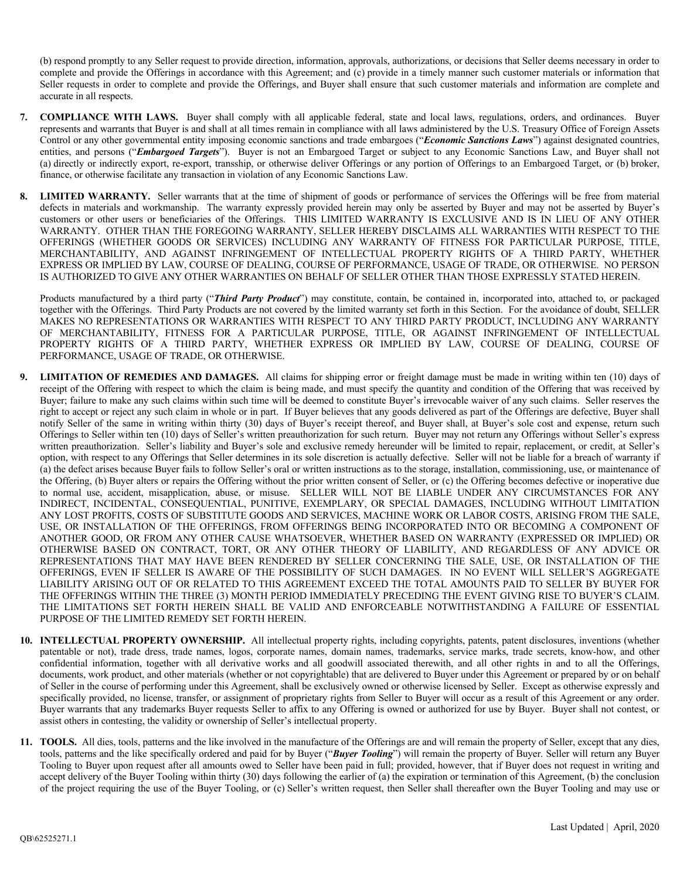(b) respond promptly to any Seller request to provide direction, information, approvals, authorizations, or decisions that Seller deems necessary in order to complete and provide the Offerings in accordance with this Agreement; and (c) provide in a timely manner such customer materials or information that Seller requests in order to complete and provide the Offerings, and Buyer shall ensure that such customer materials and information are complete and accurate in all respects.

7. **COMPLIANCE WITH LAWS.** Buyer shall comply with all applicable federal, state and local laws, regulations, orders, and ordinances. Buyer represents and warrants that Buyer is and shall at all times remain in compliance with all laws administered by the U.S. Treasury Office of Foreign Assets Control or any other governmental entity imposing economic sanctions and trade embargoes ("***Economic Sanctions Laws***") against designated countries, entities, and persons ("***Embargoed Targets***"). Buyer is not an Embargoed Target or subject to any Economic Sanctions Law, and Buyer shall not (a) directly or indirectly export, re-export, transship, or otherwise deliver Offerings or any portion of Offerings to an Embargoed Target, or (b) broker, finance, or otherwise facilitate any transaction in violation of any Economic Sanctions Law.

8. **LIMITED WARRANTY.** Seller warrants that at the time of shipment of goods or performance of services the Offerings will be free from material defects in materials and workmanship. The warranty expressly provided herein may only be asserted by Buyer and may not be asserted by Buyer's customers or other users or beneficiaries of the Offerings. THIS LIMITED WARRANTY IS EXCLUSIVE AND IS IN LIEU OF ANY OTHER WARRANTY. OTHER THAN THE FOREGOING WARRANTY, SELLER HEREBY DISCLAIMS ALL WARRANTIES WITH RESPECT TO THE OFFERINGS (WHETHER GOODS OR SERVICES) INCLUDING ANY WARRANTY OF FITNESS FOR PARTICULAR PURPOSE, TITLE, MERCHANTABILITY, AND AGAINST INFRINGEMENT OF INTELLECTUAL PROPERTY RIGHTS OF A THIRD PARTY, WHETHER EXPRESS OR IMPLIED BY LAW, COURSE OF DEALING, COURSE OF PERFORMANCE, USAGE OF TRADE, OR OTHERWISE. NO PERSON IS AUTHORIZED TO GIVE ANY OTHER WARRANTIES ON BEHALF OF SELLER OTHER THAN THOSE EXPRESSLY STATED HEREIN.

   Products manufactured by a third party ("***Third Party Product***") may constitute, contain, be contained in, incorporated into, attached to, or packaged together with the Offerings. Third Party Products are not covered by the limited warranty set forth in this Section. For the avoidance of doubt, SELLER MAKES NO REPRESENTATIONS OR WARRANTIES WITH RESPECT TO ANY THIRD PARTY PRODUCT, INCLUDING ANY WARRANTY OF MERCHANTABILITY, FITNESS FOR A PARTICULAR PURPOSE, TITLE, OR AGAINST INFRINGEMENT OF INTELLECTUAL PROPERTY RIGHTS OF A THIRD PARTY, WHETHER EXPRESS OR IMPLIED BY LAW, COURSE OF DEALING, COURSE OF PERFORMANCE, USAGE OF TRADE, OR OTHERWISE.

9. **LIMITATION OF REMEDIES AND DAMAGES.** All claims for shipping error or freight damage must be made in writing within ten (10) days of receipt of the Offering with respect to which the claim is being made, and must specify the quantity and condition of the Offering that was received by Buyer; failure to make any such claims within such time will be deemed to constitute Buyer's irrevocable waiver of any such claims. Seller reserves the right to accept or reject any such claim in whole or in part. If Buyer believes that any goods delivered as part of the Offerings are defective, Buyer shall notify Seller of the same in writing within thirty (30) days of Buyer's receipt thereof, and Buyer shall, at Buyer's sole cost and expense, return such Offerings to Seller within ten (10) days of Seller's written preauthorization for such return. Buyer may not return any Offerings without Seller's express written preauthorization. Seller's liability and Buyer's sole and exclusive remedy hereunder will be limited to repair, replacement, or credit, at Seller's option, with respect to any Offerings that Seller determines in its sole discretion is actually defective. Seller will not be liable for a breach of warranty if (a) the defect arises because Buyer fails to follow Seller's oral or written instructions as to the storage, installation, commissioning, use, or maintenance of the Offering, (b) Buyer alters or repairs the Offering without the prior written consent of Seller, or (c) the Offering becomes defective or inoperative due to normal use, accident, misapplication, abuse, or misuse. SELLER WILL NOT BE LIABLE UNDER ANY CIRCUMSTANCES FOR ANY INDIRECT, INCIDENTAL, CONSEQUENTIAL, PUNITIVE, EXEMPLARY, OR SPECIAL DAMAGES, INCLUDING WITHOUT LIMITATION ANY LOST PROFITS, COSTS OF SUBSTITUTE GOODS AND SERVICES, MACHINE WORK OR LABOR COSTS, ARISING FROM THE SALE, USE, OR INSTALLATION OF THE OFFERINGS, FROM OFFERINGS BEING INCORPORATED INTO OR BECOMING A COMPONENT OF ANOTHER GOOD, OR FROM ANY OTHER CAUSE WHATSOEVER, WHETHER BASED ON WARRANTY (EXPRESSED OR IMPLIED) OR OTHERWISE BASED ON CONTRACT, TORT, OR ANY OTHER THEORY OF LIABILITY, AND REGARDLESS OF ANY ADVICE OR REPRESENTATIONS THAT MAY HAVE BEEN RENDERED BY SELLER CONCERNING THE SALE, USE, OR INSTALLATION OF THE OFFERINGS, EVEN IF SELLER IS AWARE OF THE POSSIBILITY OF SUCH DAMAGES. IN NO EVENT WILL SELLER'S AGGREGATE LIABILITY ARISING OUT OF OR RELATED TO THIS AGREEMENT EXCEED THE TOTAL AMOUNTS PAID TO SELLER BY BUYER FOR THE OFFERINGS WITHIN THE THREE (3) MONTH PERIOD IMMEDIATELY PRECEDING THE EVENT GIVING RISE TO BUYER'S CLAIM. THE LIMITATIONS SET FORTH HEREIN SHALL BE VALID AND ENFORCEABLE NOTWITHSTANDING A FAILURE OF ESSENTIAL PURPOSE OF THE LIMITED REMEDY SET FORTH HEREIN.

10. **INTELLECTUAL PROPERTY OWNERSHIP.** All intellectual property rights, including copyrights, patents, patent disclosures, inventions (whether patentable or not), trade dress, trade names, logos, corporate names, domain names, trademarks, service marks, trade secrets, know-how, and other confidential information, together with all derivative works and all goodwill associated therewith, and all other rights in and to all the Offerings, documents, work product, and other materials (whether or not copyrightable) that are delivered to Buyer under this Agreement or prepared by or on behalf of Seller in the course of performing under this Agreement, shall be exclusively owned or otherwise licensed by Seller. Except as otherwise expressly and specifically provided, no license, transfer, or assignment of proprietary rights from Seller to Buyer will occur as a result of this Agreement or any order. Buyer warrants that any trademarks Buyer requests Seller to affix to any Offering is owned or authorized for use by Buyer. Buyer shall not contest, or assist others in contesting, the validity or ownership of Seller's intellectual property.

11. **TOOLS.** All dies, tools, patterns and the like involved in the manufacture of the Offerings are and will remain the property of Seller, except that any dies, tools, patterns and the like specifically ordered and paid for by Buyer ("***Buyer Tooling***") will remain the property of Buyer. Seller will return any Buyer Tooling to Buyer upon request after all amounts owed to Seller have been paid in full; provided, however, that if Buyer does not request in writing and accept delivery of the Buyer Tooling within thirty (30) days following the earlier of (a) the expiration or termination of this Agreement, (b) the conclusion of the project requiring the use of the Buyer Tooling, or (c) Seller's written request, then Seller shall thereafter own the Buyer Tooling and may use or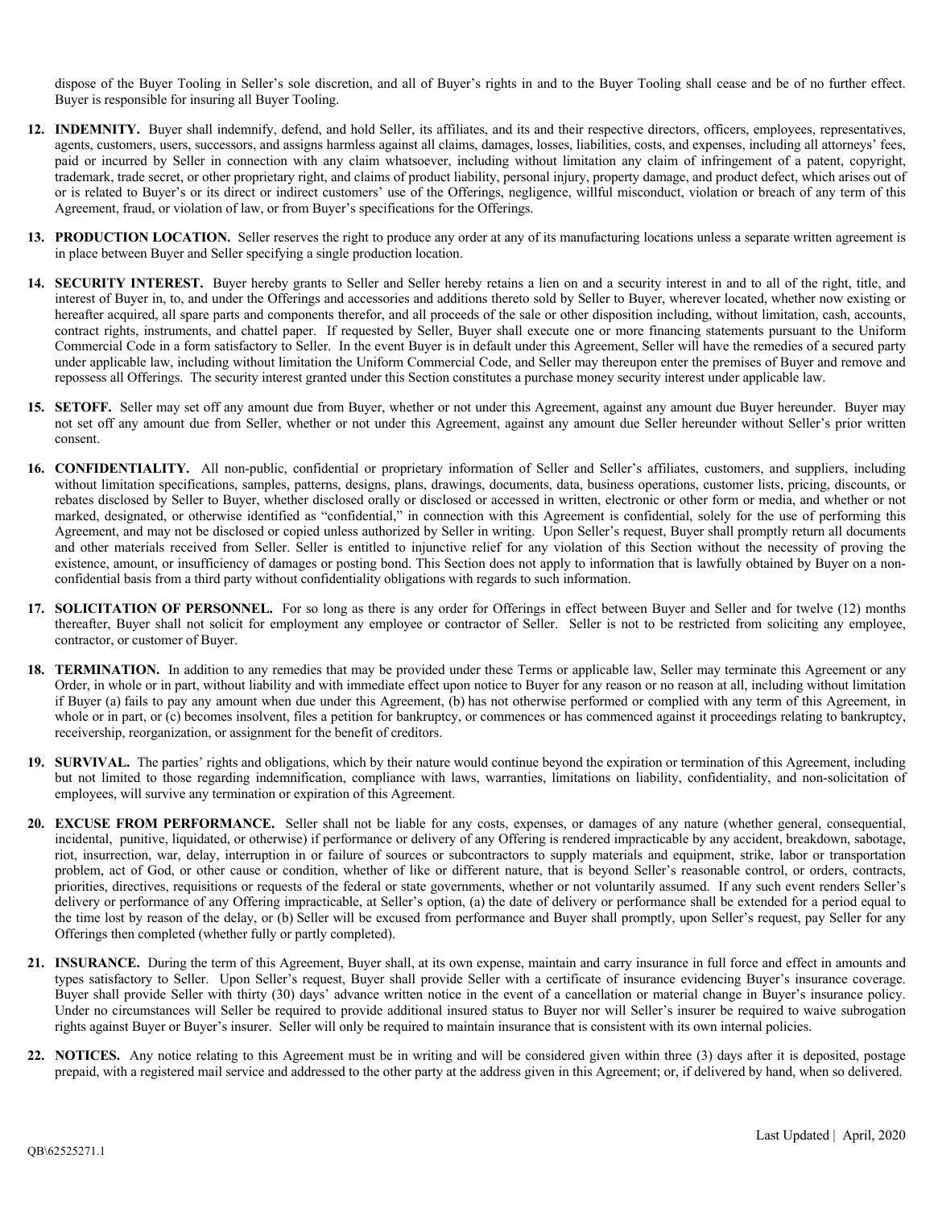dispose of the Buyer Tooling in Seller's sole discretion, and all of Buyer's rights in and to the Buyer Tooling shall cease and be of no further effect. Buyer is responsible for insuring all Buyer Tooling.

12. **INDEMNITY.** Buyer shall indemnify, defend, and hold Seller, its affiliates, and its and their respective directors, officers, employees, representatives, agents, customers, users, successors, and assigns harmless against all claims, damages, losses, liabilities, costs, and expenses, including all attorneys' fees, paid or incurred by Seller in connection with any claim whatsoever, including without limitation any claim of infringement of a patent, copyright, trademark, trade secret, or other proprietary right, and claims of product liability, personal injury, property damage, and product defect, which arises out of or is related to Buyer's or its direct or indirect customers' use of the Offerings, negligence, willful misconduct, violation or breach of any term of this Agreement, fraud, or violation of law, or from Buyer's specifications for the Offerings.

13. **PRODUCTION LOCATION.** Seller reserves the right to produce any order at any of its manufacturing locations unless a separate written agreement is in place between Buyer and Seller specifying a single production location.

14. **SECURITY INTEREST.** Buyer hereby grants to Seller and Seller hereby retains a lien on and a security interest in and to all of the right, title, and interest of Buyer in, to, and under the Offerings and accessories and additions thereto sold by Seller to Buyer, wherever located, whether now existing or hereafter acquired, all spare parts and components therefor, and all proceeds of the sale or other disposition including, without limitation, cash, accounts, contract rights, instruments, and chattel paper. If requested by Seller, Buyer shall execute one or more financing statements pursuant to the Uniform Commercial Code in a form satisfactory to Seller. In the event Buyer is in default under this Agreement, Seller will have the remedies of a secured party under applicable law, including without limitation the Uniform Commercial Code, and Seller may thereupon enter the premises of Buyer and remove and repossess all Offerings. The security interest granted under this Section constitutes a purchase money security interest under applicable law.

15. **SETOFF.** Seller may set off any amount due from Buyer, whether or not under this Agreement, against any amount due Buyer hereunder. Buyer may not set off any amount due from Seller, whether or not under this Agreement, against any amount due Seller hereunder without Seller's prior written consent.

16. **CONFIDENTIALITY.** All non-public, confidential or proprietary information of Seller and Seller's affiliates, customers, and suppliers, including without limitation specifications, samples, patterns, designs, plans, drawings, documents, data, business operations, customer lists, pricing, discounts, or rebates disclosed by Seller to Buyer, whether disclosed orally or disclosed or accessed in written, electronic or other form or media, and whether or not marked, designated, or otherwise identified as "confidential," in connection with this Agreement is confidential, solely for the use of performing this Agreement, and may not be disclosed or copied unless authorized by Seller in writing. Upon Seller's request, Buyer shall promptly return all documents and other materials received from Seller. Seller is entitled to injunctive relief for any violation of this Section without the necessity of proving the existence, amount, or insufficiency of damages or posting bond. This Section does not apply to information that is lawfully obtained by Buyer on a non-confidential basis from a third party without confidentiality obligations with regards to such information.

17. **SOLICITATION OF PERSONNEL.** For so long as there is any order for Offerings in effect between Buyer and Seller and for twelve (12) months thereafter, Buyer shall not solicit for employment any employee or contractor of Seller. Seller is not to be restricted from soliciting any employee, contractor, or customer of Buyer.

18. **TERMINATION.** In addition to any remedies that may be provided under these Terms or applicable law, Seller may terminate this Agreement or any Order, in whole or in part, without liability and with immediate effect upon notice to Buyer for any reason or no reason at all, including without limitation if Buyer (a) fails to pay any amount when due under this Agreement, (b) has not otherwise performed or complied with any term of this Agreement, in whole or in part, or (c) becomes insolvent, files a petition for bankruptcy, or commences or has commenced against it proceedings relating to bankruptcy, receivership, reorganization, or assignment for the benefit of creditors.

19. **SURVIVAL.** The parties' rights and obligations, which by their nature would continue beyond the expiration or termination of this Agreement, including but not limited to those regarding indemnification, compliance with laws, warranties, limitations on liability, confidentiality, and non-solicitation of employees, will survive any termination or expiration of this Agreement.

20. **EXCUSE FROM PERFORMANCE.** Seller shall not be liable for any costs, expenses, or damages of any nature (whether general, consequential, incidental, punitive, liquidated, or otherwise) if performance or delivery of any Offering is rendered impracticable by any accident, breakdown, sabotage, riot, insurrection, war, delay, interruption in or failure of sources or subcontractors to supply materials and equipment, strike, labor or transportation problem, act of God, or other cause or condition, whether of like or different nature, that is beyond Seller's reasonable control, or orders, contracts, priorities, directives, requisitions or requests of the federal or state governments, whether or not voluntarily assumed. If any such event renders Seller's delivery or performance of any Offering impracticable, at Seller's option, (a) the date of delivery or performance shall be extended for a period equal to the time lost by reason of the delay, or (b) Seller will be excused from performance and Buyer shall promptly, upon Seller's request, pay Seller for any Offerings then completed (whether fully or partly completed).

21. **INSURANCE.** During the term of this Agreement, Buyer shall, at its own expense, maintain and carry insurance in full force and effect in amounts and types satisfactory to Seller. Upon Seller's request, Buyer shall provide Seller with a certificate of insurance evidencing Buyer's insurance coverage. Buyer shall provide Seller with thirty (30) days' advance written notice in the event of a cancellation or material change in Buyer's insurance policy. Under no circumstances will Seller be required to provide additional insured status to Buyer nor will Seller's insurer be required to waive subrogation rights against Buyer or Buyer's insurer. Seller will only be required to maintain insurance that is consistent with its own internal policies.

22. **NOTICES.** Any notice relating to this Agreement must be in writing and will be considered given within three (3) days after it is deposited, postage prepaid, with a registered mail service and addressed to the other party at the address given in this Agreement; or, if delivered by hand, when so delivered.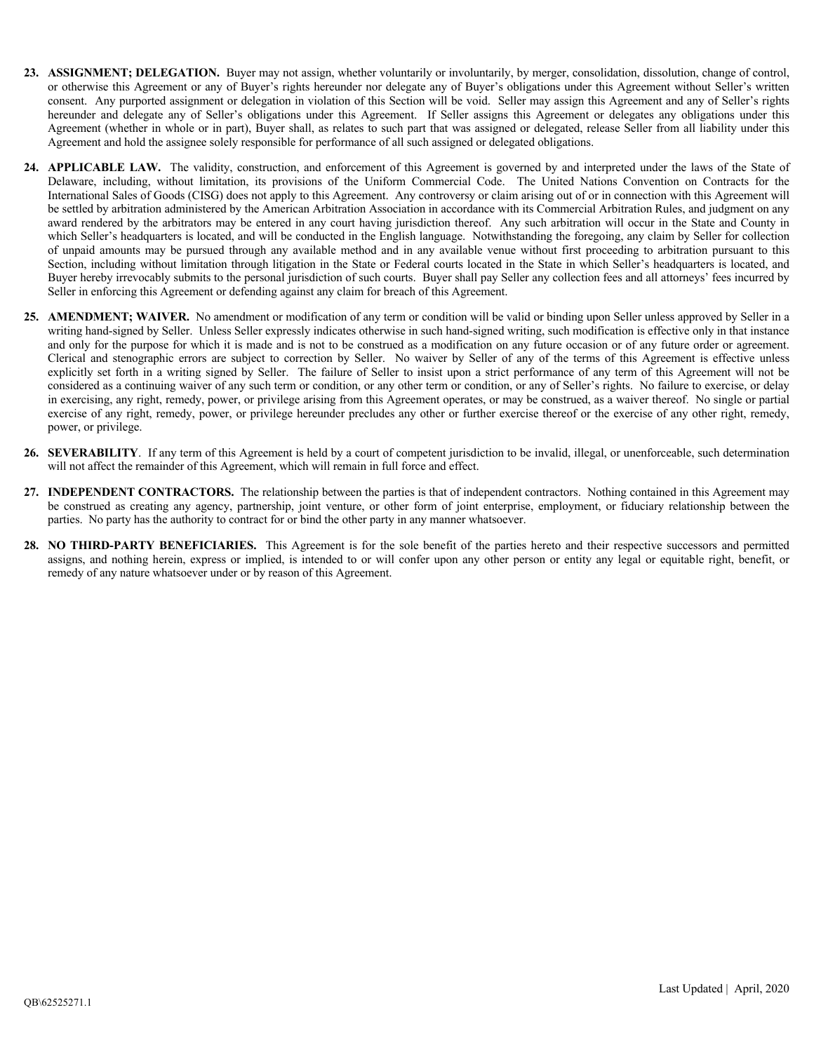23. **ASSIGNMENT; DELEGATION.** Buyer may not assign, whether voluntarily or involuntarily, by merger, consolidation, dissolution, change of control, or otherwise this Agreement or any of Buyer's rights hereunder nor delegate any of Buyer's obligations under this Agreement without Seller's written consent. Any purported assignment or delegation in violation of this Section will be void. Seller may assign this Agreement and any of Seller's rights hereunder and delegate any of Seller's obligations under this Agreement. If Seller assigns this Agreement or delegates any obligations under this Agreement (whether in whole or in part), Buyer shall, as relates to such part that was assigned or delegated, release Seller from all liability under this Agreement and hold the assignee solely responsible for performance of all such assigned or delegated obligations.

24. **APPLICABLE LAW.** The validity, construction, and enforcement of this Agreement is governed by and interpreted under the laws of the State of Delaware, including, without limitation, its provisions of the Uniform Commercial Code. The United Nations Convention on Contracts for the International Sales of Goods (CISG) does not apply to this Agreement. Any controversy or claim arising out of or in connection with this Agreement will be settled by arbitration administered by the American Arbitration Association in accordance with its Commercial Arbitration Rules, and judgment on any award rendered by the arbitrators may be entered in any court having jurisdiction thereof. Any such arbitration will occur in the State and County in which Seller's headquarters is located, and will be conducted in the English language. Notwithstanding the foregoing, any claim by Seller for collection of unpaid amounts may be pursued through any available method and in any available venue without first proceeding to arbitration pursuant to this Section, including without limitation through litigation in the State or Federal courts located in the State in which Seller's headquarters is located, and Buyer hereby irrevocably submits to the personal jurisdiction of such courts. Buyer shall pay Seller any collection fees and all attorneys' fees incurred by Seller in enforcing this Agreement or defending against any claim for breach of this Agreement.

25. **AMENDMENT; WAIVER.** No amendment or modification of any term or condition will be valid or binding upon Seller unless approved by Seller in a writing hand-signed by Seller. Unless Seller expressly indicates otherwise in such hand-signed writing, such modification is effective only in that instance and only for the purpose for which it is made and is not to be construed as a modification on any future occasion or of any future order or agreement. Clerical and stenographic errors are subject to correction by Seller. No waiver by Seller of any of the terms of this Agreement is effective unless explicitly set forth in a writing signed by Seller. The failure of Seller to insist upon a strict performance of any term of this Agreement will not be considered as a continuing waiver of any such term or condition, or any other term or condition, or any of Seller's rights. No failure to exercise, or delay in exercising, any right, remedy, power, or privilege arising from this Agreement operates, or may be construed, as a waiver thereof. No single or partial exercise of any right, remedy, power, or privilege hereunder precludes any other or further exercise thereof or the exercise of any other right, remedy, power, or privilege.

26. **SEVERABILITY**. If any term of this Agreement is held by a court of competent jurisdiction to be invalid, illegal, or unenforceable, such determination will not affect the remainder of this Agreement, which will remain in full force and effect.

27. **INDEPENDENT CONTRACTORS.** The relationship between the parties is that of independent contractors. Nothing contained in this Agreement may be construed as creating any agency, partnership, joint venture, or other form of joint enterprise, employment, or fiduciary relationship between the parties. No party has the authority to contract for or bind the other party in any manner whatsoever.

28. **NO THIRD-PARTY BENEFICIARIES.** This Agreement is for the sole benefit of the parties hereto and their respective successors and permitted assigns, and nothing herein, express or implied, is intended to or will confer upon any other person or entity any legal or equitable right, benefit, or remedy of any nature whatsoever under or by reason of this Agreement.

Last Updated | April, 2020

QB\62525271.1